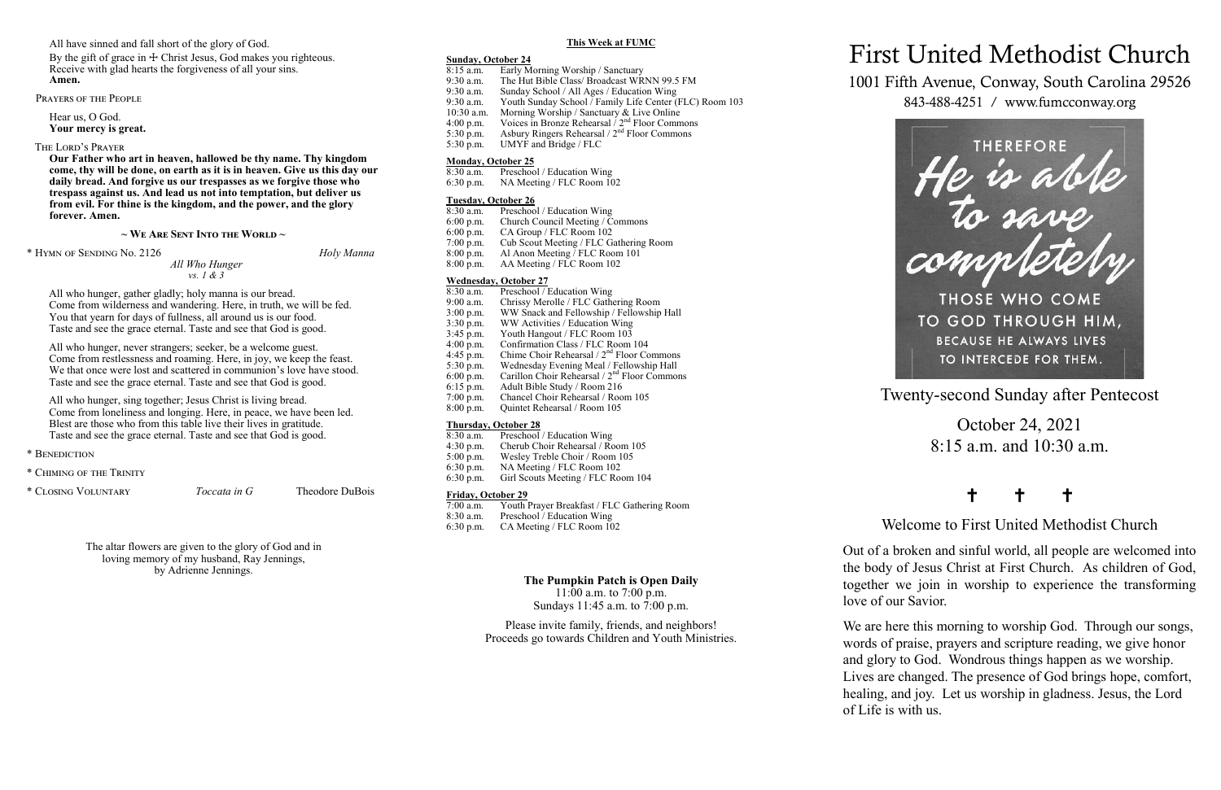All have sinned and fall short of the glory of God.
By the gift of grace in ☩ Christ Jesus, God makes you righteous.
Receive with glad hearts the forgiveness of all your sins.
**Amen.**

PRAYERS OF THE PEOPLE

Hear us, O God.
**Your mercy is great.**

THE LORD'S PRAYER

**Our Father who art in heaven, hallowed be thy name. Thy kingdom come, thy will be done, on earth as it is in heaven. Give us this day our daily bread. And forgive us our trespasses as we forgive those who trespass against us. And lead us not into temptation, but deliver us from evil. For thine is the kingdom, and the power, and the glory forever. Amen.**

**~ WE ARE SENT INTO THE WORLD ~**

\* HYMN OF SENDING No. 2126 *Holy Manna*
*All Who Hunger*
*vs. 1 & 3*

All who hunger, gather gladly; holy manna is our bread.
Come from wilderness and wandering. Here, in truth, we will be fed.
You that yearn for days of fullness, all around us is our food.
Taste and see the grace eternal. Taste and see that God is good.

All who hunger, never strangers; seeker, be a welcome guest.
Come from restlessness and roaming. Here, in joy, we keep the feast.
We that once were lost and scattered in communion's love have stood.
Taste and see the grace eternal. Taste and see that God is good.

All who hunger, sing together; Jesus Christ is living bread.
Come from loneliness and longing. Here, in peace, we have been led.
Blest are those who from this table live their lives in gratitude.
Taste and see the grace eternal. Taste and see that God is good.

\* BENEDICTION

\* CHIMING OF THE TRINITY

\* CLOSING VOLUNTARY *Toccata in G* Theodore DuBois

The altar flowers are given to the glory of God and in loving memory of my husband, Ray Jennings, by Adrienne Jennings.

**This Week at FUMC**

**Sunday, October 24**
8:15 a.m. Early Morning Worship / Sanctuary
9:30 a.m. The Hut Bible Class/ Broadcast WRNN 99.5 FM
9:30 a.m. Sunday School / All Ages / Education Wing
9:30 a.m. Youth Sunday School / Family Life Center (FLC) Room 103
10:30 a.m. Morning Worship / Sanctuary & Live Online
4:00 p.m. Voices in Bronze Rehearsal / 2nd Floor Commons
5:30 p.m. Asbury Ringers Rehearsal / 2nd Floor Commons
5:30 p.m. UMYF and Bridge / FLC

**Monday, October 25**
8:30 a.m. Preschool / Education Wing
6:30 p.m. NA Meeting / FLC Room 102

**Tuesday, October 26**
8:30 a.m. Preschool / Education Wing
6:00 p.m. Church Council Meeting / Commons
6:00 p.m. CA Group / FLC Room 102
7:00 p.m. Cub Scout Meeting / FLC Gathering Room
8:00 p.m. Al Anon Meeting / FLC Room 101
8:00 p.m. AA Meeting / FLC Room 102

**Wednesday, October 27**
8:30 a.m. Preschool / Education Wing
9:00 a.m. Chrissy Merolle / FLC Gathering Room
3:00 p.m. WW Snack and Fellowship / Fellowship Hall
3:30 p.m. WW Activities / Education Wing
3:45 p.m. Youth Hangout / FLC Room 103
4:00 p.m. Confirmation Class / FLC Room 104
4:45 p.m. Chime Choir Rehearsal / 2nd Floor Commons
5:30 p.m. Wednesday Evening Meal / Fellowship Hall
6:00 p.m. Carillon Choir Rehearsal / 2nd Floor Commons
6:15 p.m. Adult Bible Study / Room 216
7:00 p.m. Chancel Choir Rehearsal / Room 105
8:00 p.m. Quintet Rehearsal / Room 105

**Thursday, October 28**
8:30 a.m. Preschool / Education Wing
4:30 p.m. Cherub Choir Rehearsal / Room 105
5:00 p.m. Wesley Treble Choir / Room 105
6:30 p.m. NA Meeting / FLC Room 102
6:30 p.m. Girl Scouts Meeting / FLC Room 104

**Friday, October 29**
7:00 a.m. Youth Prayer Breakfast / FLC Gathering Room
8:30 a.m. Preschool / Education Wing
6:30 p.m. CA Meeting / FLC Room 102

**The Pumpkin Patch is Open Daily**
11:00 a.m. to 7:00 p.m.
Sundays 11:45 a.m. to 7:00 p.m.

Please invite family, friends, and neighbors!
Proceeds go towards Children and Youth Ministries.

# First United Methodist Church

1001 Fifth Avenue, Conway, South Carolina 29526
843-488-4251 / www.fumcconway.org

THEREFORE *He is able to save completely* THOSE WHO COME TO GOD THROUGH HIM, BECAUSE HE ALWAYS LIVES TO INTERCEDE FOR THEM.

## Twenty-second Sunday after Pentecost

October 24, 2021
8:15 a.m. and 10:30 a.m.

† † †

## Welcome to First United Methodist Church

Out of a broken and sinful world, all people are welcomed into the body of Jesus Christ at First Church. As children of God, together we join in worship to experience the transforming love of our Savior.

We are here this morning to worship God. Through our songs, words of praise, prayers and scripture reading, we give honor and glory to God. Wondrous things happen as we worship. Lives are changed. The presence of God brings hope, comfort, healing, and joy. Let us worship in gladness. Jesus, the Lord of Life is with us.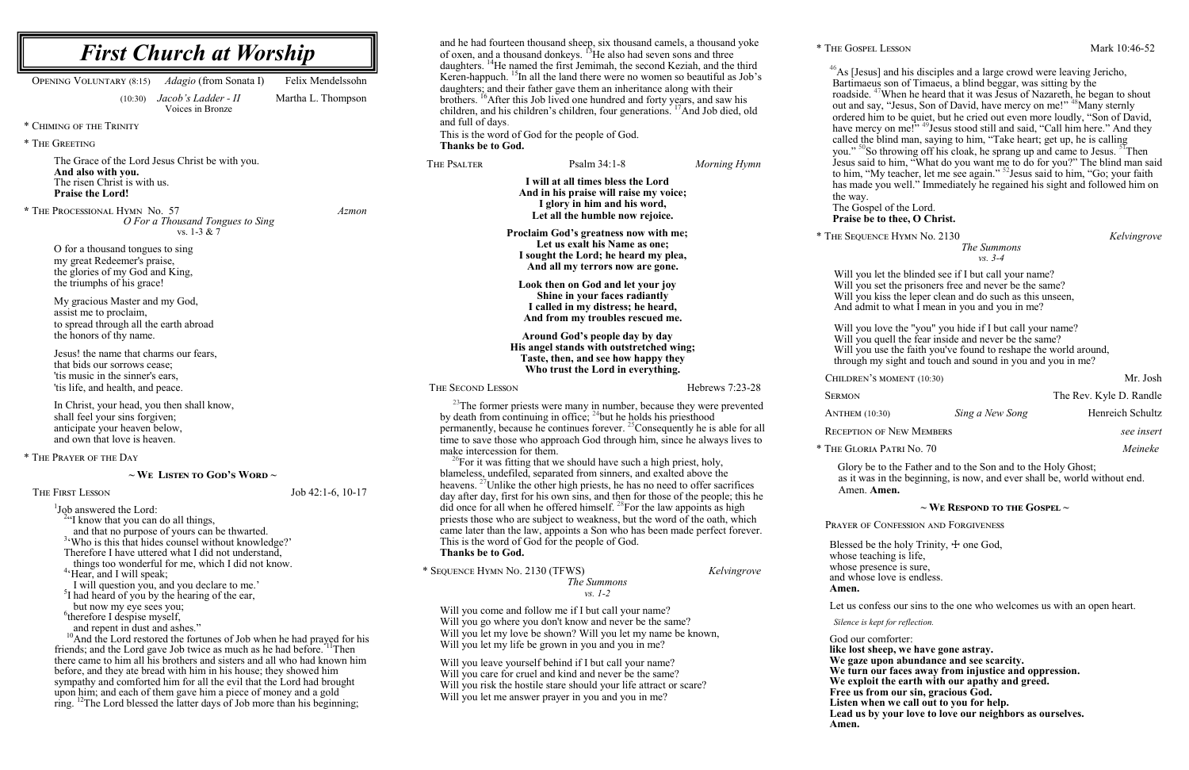# First Church at Worship

OPENING VOLUNTARY (8:15) *Adagio* (from Sonata I) Felix Mendelssohn

(10:30) *Jacob's Ladder - II* Martha L. Thompson
Voices in Bronze

\* CHIMING OF THE TRINITY

\* THE GREETING

The Grace of the Lord Jesus Christ be with you.
**And also with you.**
The risen Christ is with us.
**Praise the Lord!**

\* THE PROCESSIONAL HYMN No. 57 *Azmon*
*O For a Thousand Tongues to Sing*
vs. 1-3 & 7

O for a thousand tongues to sing
my great Redeemer's praise,
the glories of my God and King,
the triumphs of his grace!

My gracious Master and my God,
assist me to proclaim,
to spread through all the earth abroad
the honors of thy name.

Jesus! the name that charms our fears,
that bids our sorrows cease;
'tis music in the sinner's ears,
'tis life, and health, and peace.

In Christ, your head, you then shall know,
shall feel your sins forgiven;
anticipate your heaven below,
and own that love is heaven.

\* THE PRAYER OF THE DAY

## ~ We Listen to God's Word ~

THE FIRST LESSON Job 42:1-6, 10-17

[1]Job answered the Lord:
[2]"I know that you can do all things,
and that no purpose of yours can be thwarted.
[3]'Who is this that hides counsel without knowledge?'
Therefore I have uttered what I did not understand,
things too wonderful for me, which I did not know.
[4]'Hear, and I will speak;
I will question you, and you declare to me.'
[5]I had heard of you by the hearing of the ear,
but now my eye sees you;
[6]therefore I despise myself,
and repent in dust and ashes."
[10]And the Lord restored the fortunes of Job when he had prayed for his friends; and the Lord gave Job twice as much as he had before. [11]Then there came to him all his brothers and sisters and all who had known him before, and they ate bread with him in his house; they showed him sympathy and comforted him for all the evil that the Lord had brought upon him; and each of them gave him a piece of money and a gold ring. [12]The Lord blessed the latter days of Job more than his beginning; and he had fourteen thousand sheep, six thousand camels, a thousand yoke of oxen, and a thousand donkeys. [13]He also had seven sons and three daughters. [14]He named the first Jemimah, the second Keziah, and the third Keren-happuch. [15]In all the land there were no women so beautiful as Job's daughters; and their father gave them an inheritance along with their brothers. [16]After this Job lived one hundred and forty years, and saw his children, and his children's children, four generations. [17]And Job died, old and full of days.
This is the word of God for the people of God.
**Thanks be to God.**

THE PSALTER Psalm 34:1-8 *Morning Hymn*

**I will at all times bless the Lord**
**And in his praise will raise my voice;**
**I glory in him and his word,**
**Let all the humble now rejoice.**

**Proclaim God's greatness now with me;**
**Let us exalt his Name as one;**
**I sought the Lord; he heard my plea,**
**And all my terrors now are gone.**

**Look then on God and let your joy**
**Shine in your faces radiantly**
**I called in my distress; he heard,**
**And from my troubles rescued me.**

**Around God's people day by day**
**His angel stands with outstretched wing;**
**Taste, then, and see how happy they**
**Who trust the Lord in everything.**

THE SECOND LESSON Hebrews 7:23-28

[23]The former priests were many in number, because they were prevented by death from continuing in office; [24]but he holds his priesthood permanently, because he continues forever. [25]Consequently he is able for all time to save those who approach God through him, since he always lives to make intercession for them.
[26]For it was fitting that we should have such a high priest, holy, blameless, undefiled, separated from sinners, and exalted above the heavens. [27]Unlike the other high priests, he has no need to offer sacrifices day after day, first for his own sins, and then for those of the people; this he did once for all when he offered himself. [28]For the law appoints as high priests those who are subject to weakness, but the word of the oath, which came later than the law, appoints a Son who has been made perfect forever.
This is the word of God for the people of God.
**Thanks be to God.**

\* SEQUENCE HYMN No. 2130 (TFWS) *Kelvingrove*
*The Summons*
*vs. 1-2*

Will you come and follow me if I but call your name?
Will you go where you don't know and never be the same?
Will you let my love be shown? Will you let my name be known,
Will you let my life be grown in you and you in me?

Will you leave yourself behind if I but call your name?
Will you care for cruel and kind and never be the same?
Will you risk the hostile stare should your life attract or scare?
Will you let me answer prayer in you and you in me?

\* THE GOSPEL LESSON Mark 10:46-52

[46]As [Jesus] and his disciples and a large crowd were leaving Jericho, Bartimaeus son of Timaeus, a blind beggar, was sitting by the roadside. [47]When he heard that it was Jesus of Nazareth, he began to shout out and say, "Jesus, Son of David, have mercy on me!" [48]Many sternly ordered him to be quiet, but he cried out even more loudly, "Son of David, have mercy on me!" [49]Jesus stood still and said, "Call him here." And they called the blind man, saying to him, "Take heart; get up, he is calling you." [50]So throwing off his cloak, he sprang up and came to Jesus. [51]Then Jesus said to him, "What do you want me to do for you?" The blind man said to him, "My teacher, let me see again." [52]Jesus said to him, "Go; your faith has made you well." Immediately he regained his sight and followed him on the way.
The Gospel of the Lord.
**Praise be to thee, O Christ.**

\* THE SEQUENCE HYMN No. 2130 *Kelvingrove*
*The Summons*
*vs. 3-4*

Will you let the blinded see if I but call your name?
Will you set the prisoners free and never be the same?
Will you kiss the leper clean and do such as this unseen,
And admit to what I mean in you and you in me?

Will you love the "you" you hide if I but call your name?
Will you quell the fear inside and never be the same?
Will you use the faith you've found to reshape the world around,
through my sight and touch and sound in you and you in me?

CHILDREN'S MOMENT (10:30) Mr. Josh

SERMON The Rev. Kyle D. Randle

ANTHEM (10:30) *Sing a New Song* Henreich Schultz

RECEPTION OF NEW MEMBERS *see insert*

\* THE GLORIA PATRI No. 70 *Meineke*

Glory be to the Father and to the Son and to the Holy Ghost;
as it was in the beginning, is now, and ever shall be, world without end.
Amen. **Amen.**

## ~ We Respond to the Gospel ~

PRAYER OF CONFESSION AND FORGIVENESS

Blessed be the holy Trinity, ☩ one God,
whose teaching is life,
whose presence is sure,
and whose love is endless.
**Amen.**

Let us confess our sins to the one who welcomes us with an open heart.

*Silence is kept for reflection.*

God our comforter:
**like lost sheep, we have gone astray.**
**We gaze upon abundance and see scarcity.**
**We turn our faces away from injustice and oppression.**
**We exploit the earth with our apathy and greed.**
**Free us from our sin, gracious God.**
**Listen when we call out to you for help.**
**Lead us by your love to love our neighbors as ourselves.**
**Amen.**